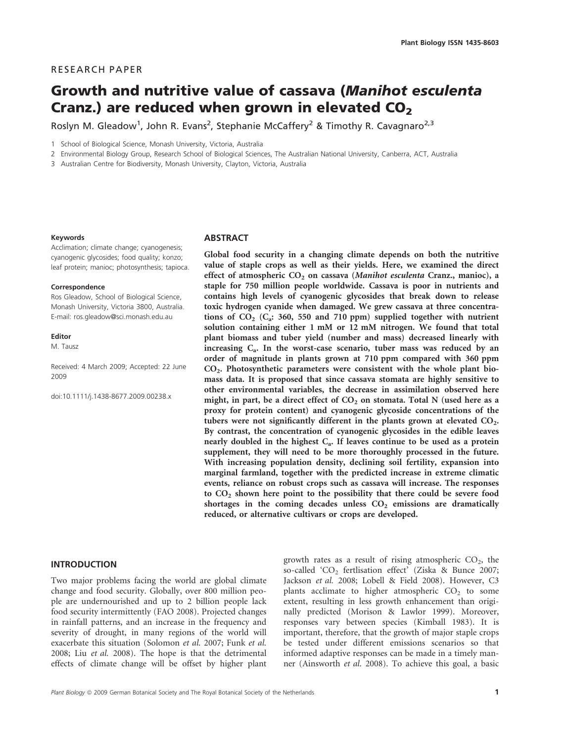RESEARCH PAPER

# Growth and nutritive value of cassava (*Manihot esculenta* Cranz.) are reduced when grown in elevated $CO_2$

Roslyn M. Gleadow[1], John R. Evans[2], Stephanie McCaffery[2] & Timothy R. Cavagnaro[2,3]

1 School of Biological Science, Monash University, Victoria, Australia

2 Environmental Biology Group, Research School of Biological Sciences, The Australian National University, Canberra, ACT, Australia

3 Australian Centre for Biodiversity, Monash University, Clayton, Victoria, Australia

**Keywords**

Acclimation; climate change; cyanogenesis; cyanogenic glycosides; food quality; konzo; leaf protein; manioc; photosynthesis; tapioca.

**Correspondence**

Ros Gleadow, School of Biological Science, Monash University, Victoria 3800, Australia. E-mail: ros.gleadow@sci.monash.edu.au

**Editor**

M. Tausz

Received: 4 March 2009; Accepted: 22 June 2009

doi:10.1111/j.1438-8677.2009.00238.x

## ABSTRACT

**Global food security in a changing climate depends on both the nutritive value of staple crops as well as their yields. Here, we examined the direct effect of atmospheric $CO_2$ on cassava (*Manihot esculenta* Cranz., manioc), a staple for 750 million people worldwide. Cassava is poor in nutrients and contains high levels of cyanogenic glycosides that break down to release toxic hydrogen cyanide when damaged. We grew cassava at three concentrations of $CO_2$ ($C_a$: 360, 550 and 710 ppm) supplied together with nutrient solution containing either 1 mM or 12 mM nitrogen. We found that total plant biomass and tuber yield (number and mass) decreased linearly with increasing $C_a$. In the worst-case scenario, tuber mass was reduced by an order of magnitude in plants grown at 710 ppm compared with 360 ppm $CO_2$. Photosynthetic parameters were consistent with the whole plant biomass data. It is proposed that since cassava stomata are highly sensitive to other environmental variables, the decrease in assimilation observed here might, in part, be a direct effect of $CO_2$ on stomata. Total N (used here as a proxy for protein content) and cyanogenic glycoside concentrations of the tubers were not significantly different in the plants grown at elevated $CO_2$. By contrast, the concentration of cyanogenic glycosides in the edible leaves nearly doubled in the highest $C_a$. If leaves continue to be used as a protein supplement, they will need to be more thoroughly processed in the future. With increasing population density, declining soil fertility, expansion into marginal farmland, together with the predicted increase in extreme climatic events, reliance on robust crops such as cassava will increase. The responses to $CO_2$ shown here point to the possibility that there could be severe food shortages in the coming decades unless $CO_2$ emissions are dramatically reduced, or alternative cultivars or crops are developed.**

## INTRODUCTION

Two major problems facing the world are global climate change and food security. Globally, over 800 million people are undernourished and up to 2 billion people lack food security intermittently (FAO 2008). Projected changes in rainfall patterns, and an increase in the frequency and severity of drought, in many regions of the world will exacerbate this situation (Solomon *et al.* 2007; Funk *et al.* 2008; Liu *et al.* 2008). The hope is that the detrimental effects of climate change will be offset by higher plant growth rates as a result of rising atmospheric $CO_2$, the so-called '$CO_2$ fertlisation effect' (Ziska & Bunce 2007; Jackson *et al.* 2008; Lobell & Field 2008). However, C3 plants acclimate to higher atmospheric $CO_2$ to some extent, resulting in less growth enhancement than originally predicted (Morison & Lawlor 1999). Moreover, responses vary between species (Kimball 1983). It is important, therefore, that the growth of major staple crops be tested under different emissions scenarios so that informed adaptive responses can be made in a timely manner (Ainsworth *et al.* 2008). To achieve this goal, a basic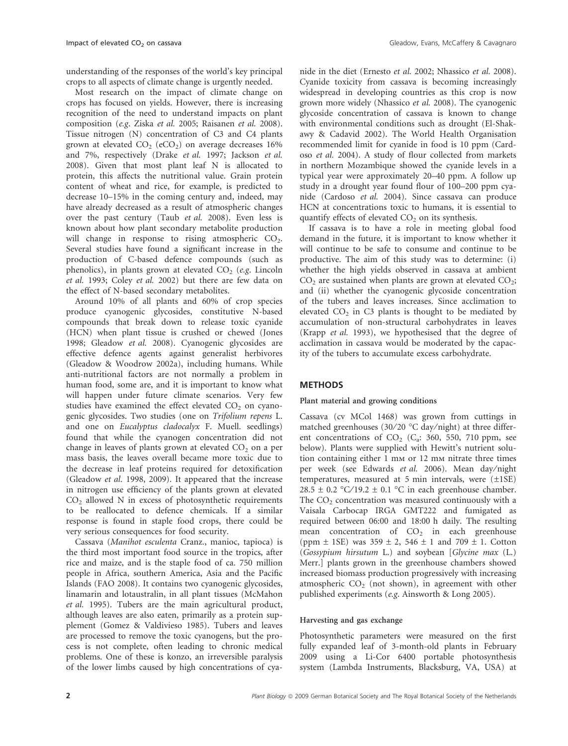understanding of the responses of the world's key principal crops to all aspects of climate change is urgently needed.

Most research on the impact of climate change on crops has focused on yields. However, there is increasing recognition of the need to understand impacts on plant composition (*e.g.* Ziska *et al.* 2005; Raisanen *et al.* 2008). Tissue nitrogen (N) concentration of C3 and C4 plants grown at elevated $CO_2$ ($eCO_2$) on average decreases 16% and 7%, respectively (Drake *et al.* 1997; Jackson *et al.* 2008). Given that most plant leaf N is allocated to protein, this affects the nutritional value. Grain protein content of wheat and rice, for example, is predicted to decrease 10–15% in the coming century and, indeed, may have already decreased as a result of atmospheric changes over the past century (Taub *et al.* 2008). Even less is known about how plant secondary metabolite production will change in response to rising atmospheric $CO_2$. Several studies have found a significant increase in the production of C-based defence compounds (such as phenolics), in plants grown at elevated $CO_2$ (*e.g.* Lincoln *et al.* 1993; Coley *et al.* 2002) but there are few data on the effect of N-based secondary metabolites.

Around 10% of all plants and 60% of crop species produce cyanogenic glycosides, constitutive N-based compounds that break down to release toxic cyanide (HCN) when plant tissue is crushed or chewed (Jones 1998; Gleadow *et al.* 2008). Cyanogenic glycosides are effective defence agents against generalist herbivores (Gleadow & Woodrow 2002a), including humans. While anti-nutritional factors are not normally a problem in human food, some are, and it is important to know what will happen under future climate scenarios. Very few studies have examined the effect elevated $CO_2$ on cyanogenic glycosides. Two studies (one on *Trifolium repens* L. and one on *Eucalyptus cladocalyx* F. Muell. seedlings) found that while the cyanogen concentration did not change in leaves of plants grown at elevated $CO_2$ on a per mass basis, the leaves overall became more toxic due to the decrease in leaf proteins required for detoxification (Gleadow *et al.* 1998, 2009). It appeared that the increase in nitrogen use efficiency of the plants grown at elevated $CO_2$ allowed N in excess of photosynthetic requirements to be reallocated to defence chemicals. If a similar response is found in staple food crops, there could be very serious consequences for food security.

Cassava (*Manihot esculenta* Cranz., manioc, tapioca) is the third most important food source in the tropics, after rice and maize, and is the staple food of ca. 750 million people in Africa, southern America, Asia and the Pacific Islands (FAO 2008). It contains two cyanogenic glycosides, linamarin and lotaustralin, in all plant tissues (McMahon *et al.* 1995). Tubers are the main agricultural product, although leaves are also eaten, primarily as a protein supplement (Gomez & Valdivieso 1985). Tubers and leaves are processed to remove the toxic cyanogens, but the process is not complete, often leading to chronic medical problems. One of these is konzo, an irreversible paralysis of the lower limbs caused by high concentrations of cyanide in the diet (Ernesto *et al.* 2002; Nhassico *et al.* 2008). Cyanide toxicity from cassava is becoming increasingly widespread in developing countries as this crop is now grown more widely (Nhassico *et al.* 2008). The cyanogenic glycoside concentration of cassava is known to change with environmental conditions such as drought (El-Shakawy & Cadavid 2002). The World Health Organisation recommended limit for cyanide in food is 10 ppm (Cardoso *et al.* 2004). A study of flour collected from markets in northern Mozambique showed the cyanide levels in a typical year were approximately 20–40 ppm. A follow up study in a drought year found flour of 100–200 ppm cyanide (Cardoso *et al.* 2004). Since cassava can produce HCN at concentrations toxic to humans, it is essential to quantify effects of elevated $CO_2$ on its synthesis.

If cassava is to have a role in meeting global food demand in the future, it is important to know whether it will continue to be safe to consume and continue to be productive. The aim of this study was to determine: (i) whether the high yields observed in cassava at ambient $CO_2$ are sustained when plants are grown at elevated $CO_2$; and (ii) whether the cyanogenic glycoside concentration of the tubers and leaves increases. Since acclimation to elevated $CO_2$ in C3 plants is thought to be mediated by accumulation of non-structural carbohydrates in leaves (Krapp *et al.* 1993), we hypothesised that the degree of acclimation in cassava would be moderated by the capacity of the tubers to accumulate excess carbohydrate.

## METHODS

### Plant material and growing conditions

Cassava (cv MCol 1468) was grown from cuttings in matched greenhouses (30/20 °C day/night) at three different concentrations of $CO_2$ ($C_a$: 360, 550, 710 ppm, see below). Plants were supplied with Hewitt's nutrient solution containing either 1 mM or 12 mM nitrate three times per week (see Edwards *et al.* 2006). Mean day/night temperatures, measured at 5 min intervals, were (±1SE) 28.5 ± 0.2 °C/19.2 ± 0.1 °C in each greenhouse chamber. The $CO_2$ concentration was measured continuously with a Vaisala Carbocap IRGA GMT222 and fumigated as required between 06:00 and 18:00 h daily. The resulting mean concentration of $CO_2$ in each greenhouse (ppm ± 1SE) was 359 ± 2, 546 ± 1 and 709 ± 1. Cotton (*Gossypium hirsutum* L.) and soybean [*Glycine max* (L.) Merr.] plants grown in the greenhouse chambers showed increased biomass production progressively with increasing atmospheric $CO_2$ (not shown), in agreement with other published experiments (*e.g.* Ainsworth & Long 2005).

### Harvesting and gas exchange

Photosynthetic parameters were measured on the first fully expanded leaf of 3-month-old plants in February 2009 using a Li-Cor 6400 portable photosynthesis system (Lambda Instruments, Blacksburg, VA, USA) at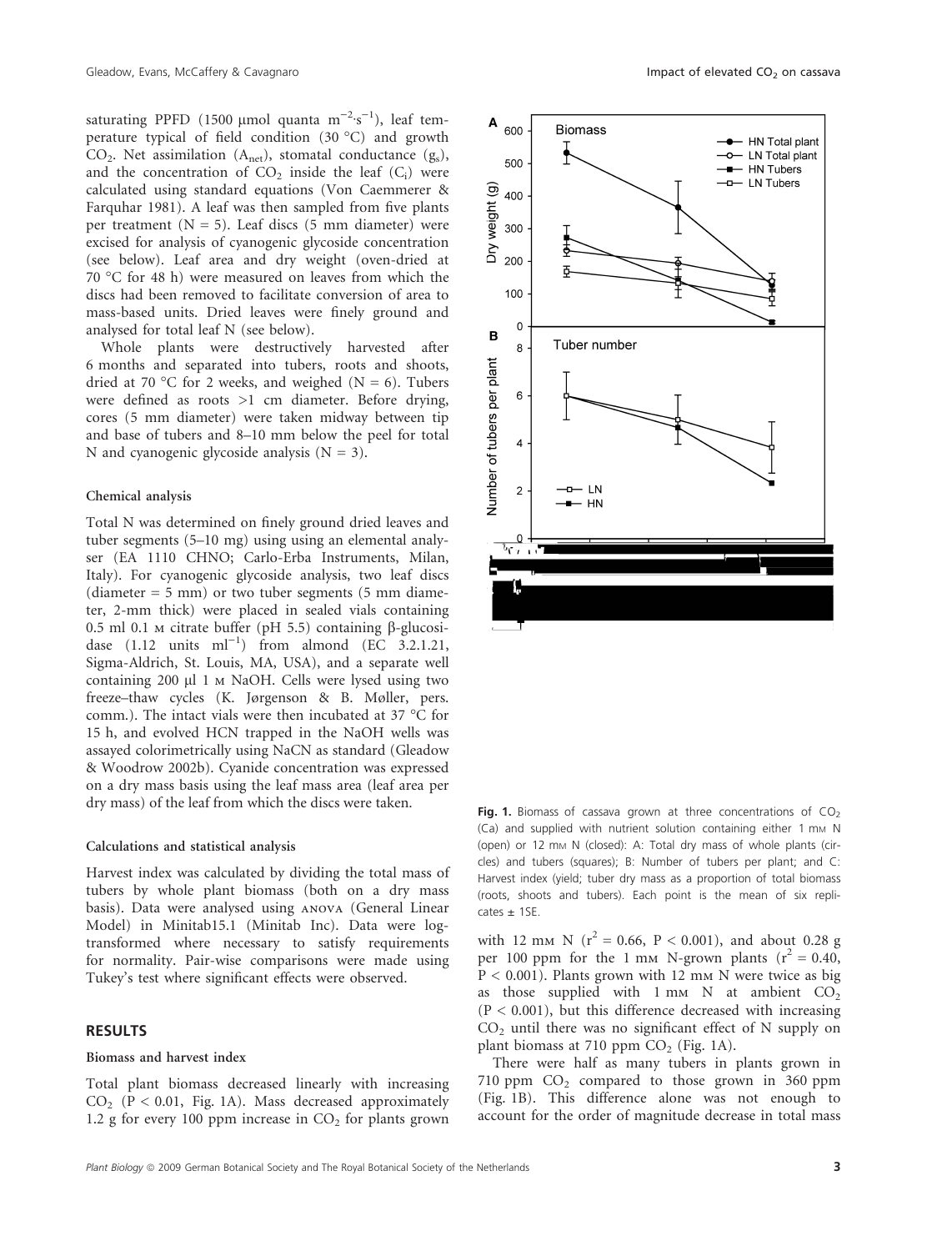saturating PPFD (1500 μmol quanta $m^{-2} \cdot s^{-1}$), leaf temperature typical of field condition (30 °C) and growth $CO_2$. Net assimilation ($A_{net}$), stomatal conductance ($g_s$), and the concentration of $CO_2$ inside the leaf ($C_i$) were calculated using standard equations (Von Caemmerer & Farquhar 1981). A leaf was then sampled from five plants per treatment (N = 5). Leaf discs (5 mm diameter) were excised for analysis of cyanogenic glycoside concentration (see below). Leaf area and dry weight (oven-dried at 70 °C for 48 h) were measured on leaves from which the discs had been removed to facilitate conversion of area to mass-based units. Dried leaves were finely ground and analysed for total leaf N (see below).

Whole plants were destructively harvested after 6 months and separated into tubers, roots and shoots, dried at 70 °C for 2 weeks, and weighed (N = 6). Tubers were defined as roots >1 cm diameter. Before drying, cores (5 mm diameter) were taken midway between tip and base of tubers and 8–10 mm below the peel for total N and cyanogenic glycoside analysis (N = 3).

### Chemical analysis

Total N was determined on finely ground dried leaves and tuber segments (5–10 mg) using using an elemental analyser (EA 1110 CHNO; Carlo-Erba Instruments, Milan, Italy). For cyanogenic glycoside analysis, two leaf discs (diameter = 5 mm) or two tuber segments (5 mm diameter, 2-mm thick) were placed in sealed vials containing 0.5 ml 0.1 M citrate buffer (pH 5.5) containing β-glucosidase (1.12 units $ml^{-1}$) from almond (EC 3.2.1.21, Sigma-Aldrich, St. Louis, MA, USA), and a separate well containing 200 μl 1 M NaOH. Cells were lysed using two freeze–thaw cycles (K. Jørgenson & B. Møller, pers. comm.). The intact vials were then incubated at 37 °C for 15 h, and evolved HCN trapped in the NaOH wells was assayed colorimetrically using NaCN as standard (Gleadow & Woodrow 2002b). Cyanide concentration was expressed on a dry mass basis using the leaf mass area (leaf area per dry mass) of the leaf from which the discs were taken.

### Calculations and statistical analysis

Harvest index was calculated by dividing the total mass of tubers by whole plant biomass (both on a dry mass basis). Data were analysed using ANOVA (General Linear Model) in Minitab15.1 (Minitab Inc). Data were log-transformed where necessary to satisfy requirements for normality. Pair-wise comparisons were made using Tukey's test where significant effects were observed.

## RESULTS

### Biomass and harvest index

Total plant biomass decreased linearly with increasing $CO_2$ ($P < 0.01$, Fig. 1A). Mass decreased approximately 1.2 g for every 100 ppm increase in $CO_2$ for plants grown with 12 mM N ($r^2 = 0.66$, $P < 0.001$), and about 0.28 g per 100 ppm for the 1 mM N-grown plants ($r^2 = 0.40$, $P < 0.001$). Plants grown with 12 mM N were twice as big as those supplied with 1 mM N at ambient $CO_2$ ($P < 0.001$), but this difference decreased with increasing $CO_2$ until there was no significant effect of N supply on plant biomass at 710 ppm $CO_2$ (Fig. 1A).

There were half as many tubers in plants grown in 710 ppm $CO_2$ compared to those grown in 360 ppm (Fig. 1B). This difference alone was not enough to account for the order of magnitude decrease in total mass

**Fig. 1.** Biomass of cassava grown at three concentrations of $CO_2$ (Ca) and supplied with nutrient solution containing either 1 mM N (open) or 12 mM N (closed): A: Total dry mass of whole plants (circles) and tubers (squares); B: Number of tubers per plant; and C: Harvest index (yield; tuber dry mass as a proportion of total biomass (roots, shoots and tubers). Each point is the mean of six replicates ± 1SE.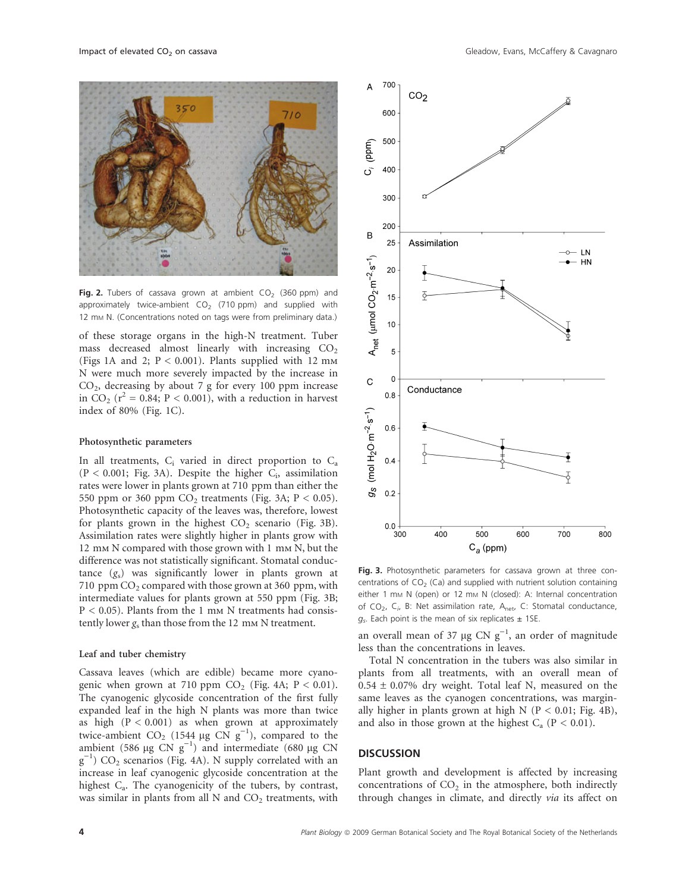Fig. 2. Tubers of cassava grown at ambient $CO_2$ (360 ppm) and approximately twice-ambient $CO_2$ (710 ppm) and supplied with 12 mM N. (Concentrations noted on tags were from preliminary data.)

of these storage organs in the high-N treatment. Tuber mass decreased almost linearly with increasing $CO_2$ (Figs 1A and 2; $P < 0.001$). Plants supplied with 12 mM N were much more severely impacted by the increase in $CO_2$, decreasing by about 7 g for every 100 ppm increase in $CO_2$ ($r^2 = 0.84$; $P < 0.001$), with a reduction in harvest index of 80% (Fig. 1C).

### Photosynthetic parameters

In all treatments, $C_i$ varied in direct proportion to $C_a$ ($P < 0.001$; Fig. 3A). Despite the higher $C_i$, assimilation rates were lower in plants grown at 710 ppm than either the 550 ppm or 360 ppm $CO_2$ treatments (Fig. 3A; $P < 0.05$). Photosynthetic capacity of the leaves was, therefore, lowest for plants grown in the highest $CO_2$ scenario (Fig. 3B). Assimilation rates were slightly higher in plants grown with 12 mM N compared with those grown with 1 mM N, but the difference was not statistically significant. Stomatal conductance ($g_s$) was significantly lower in plants grown at 710 ppm $CO_2$ compared with those that grew at 360 ppm, with intermediate values for plants grown at 550 ppm (Fig. 3B; $P < 0.05$). Plants from the 1 mM N treatments had consistently lower $g_s$ than those from the 12 mM N treatment.

### Leaf and tuber chemistry

Cassava leaves (which are edible) became more cyanogenic when grown at 710 ppm $CO_2$ (Fig. 4A; $P < 0.01$). The cyanogenic glycoside concentration of the first fully expanded leaf in the high N plants was more than twice as high ($P < 0.001$) as when grown at approximately twice-ambient $CO_2$ (1544 μg CN $g^{-1}$), compared to the ambient (586 μg CN $g^{-1}$) and intermediate (680 μg CN $g^{-1}$) $CO_2$ scenarios (Fig. 4A). N supply correlated with an increase in leaf cyanogenic glycoside concentration at the highest $C_a$. The cyanogenicity of the tubers, by contrast, was similar in plants from all N and $CO_2$ treatments, with an overall mean of 37 μg CN $g^{-1}$, an order of magnitude less than the concentrations in leaves.

Total N concentration in the tubers was also similar in plants from all treatments, with an overall mean of 0.54 ± 0.07% dry weight. Total leaf N, measured on the same leaves as the cyanogen concentrations, was marginally higher in plants grown at high N ($P < 0.01$; Fig. 4B), and also in those grown at the highest $C_a$ ($P < 0.01$).

Fig. 3. Photosynthetic parameters for cassava grown at three concentrations of $CO_2$ (Ca) and supplied with nutrient solution containing either 1 mM N (open) or 12 mM N (closed): A: Internal concentration of $CO_2$, $C_i$, B: Net assimilation rate, $A_{net}$, C: Stomatal conductance, $g_s$. Each point is the mean of six replicates ± 1SE.

## DISCUSSION

Plant growth and development is affected by increasing concentrations of $CO_2$ in the atmosphere, both indirectly through changes in climate, and directly *via* its affect on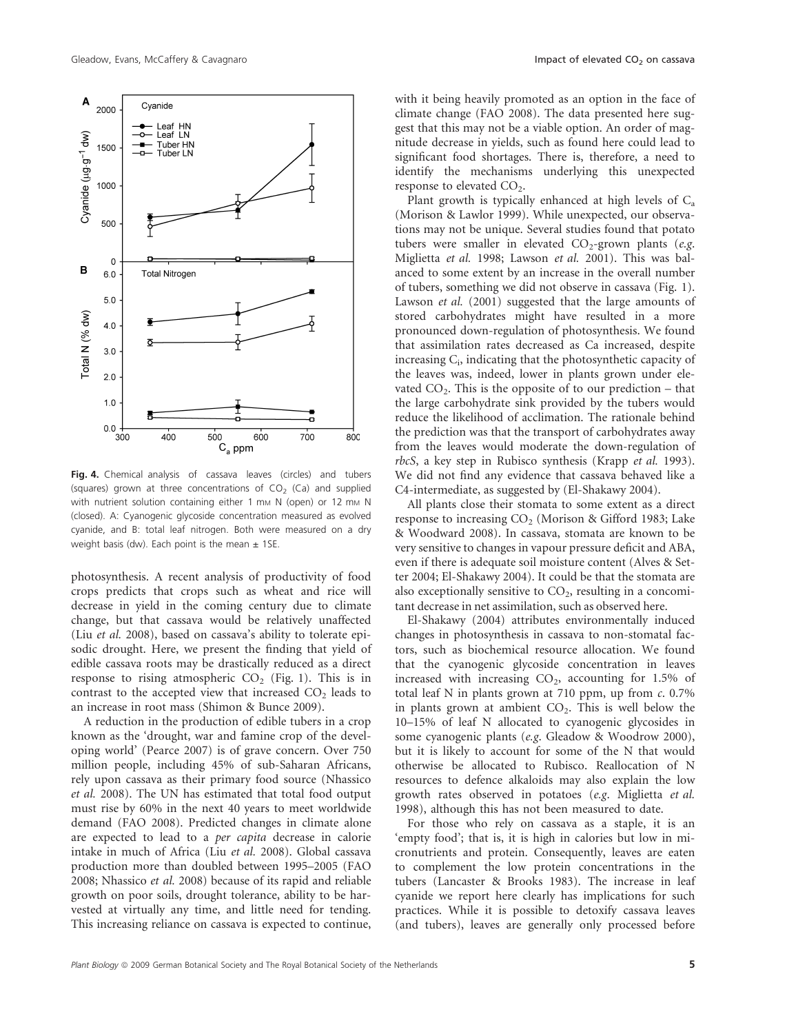**Fig. 4.** Chemical analysis of cassava leaves (circles) and tubers (squares) grown at three concentrations of $CO_2$ (Ca) and supplied with nutrient solution containing either 1 mM N (open) or 12 mM N (closed). A: Cyanogenic glycoside concentration measured as evolved cyanide, and B: total leaf nitrogen. Both were measured on a dry weight basis (dw). Each point is the mean ± 1SE.

photosynthesis. A recent analysis of productivity of food crops predicts that crops such as wheat and rice will decrease in yield in the coming century due to climate change, but that cassava would be relatively unaffected (Liu *et al.* 2008), based on cassava's ability to tolerate episodic drought. Here, we present the finding that yield of edible cassava roots may be drastically reduced as a direct response to rising atmospheric $CO_2$ (Fig. 1). This is in contrast to the accepted view that increased $CO_2$ leads to an increase in root mass (Shimon & Bunce 2009).

A reduction in the production of edible tubers in a crop known as the 'drought, war and famine crop of the developing world' (Pearce 2007) is of grave concern. Over 750 million people, including 45% of sub-Saharan Africans, rely upon cassava as their primary food source (Nhassico *et al.* 2008). The UN has estimated that total food output must rise by 60% in the next 40 years to meet worldwide demand (FAO 2008). Predicted changes in climate alone are expected to lead to a *per capita* decrease in calorie intake in much of Africa (Liu *et al.* 2008). Global cassava production more than doubled between 1995–2005 (FAO 2008; Nhassico *et al.* 2008) because of its rapid and reliable growth on poor soils, drought tolerance, ability to be harvested at virtually any time, and little need for tending. This increasing reliance on cassava is expected to continue, with it being heavily promoted as an option in the face of climate change (FAO 2008). The data presented here suggest that this may not be a viable option. An order of magnitude decrease in yields, such as found here could lead to significant food shortages. There is, therefore, a need to identify the mechanisms underlying this unexpected response to elevated $CO_2$.

Plant growth is typically enhanced at high levels of $C_a$ (Morison & Lawlor 1999). While unexpected, our observations may not be unique. Several studies found that potato tubers were smaller in elevated $CO_2$-grown plants (*e.g.* Miglietta *et al.* 1998; Lawson *et al.* 2001). This was balanced to some extent by an increase in the overall number of tubers, something we did not observe in cassava (Fig. 1). Lawson *et al.* (2001) suggested that the large amounts of stored carbohydrates might have resulted in a more pronounced down-regulation of photosynthesis. We found that assimilation rates decreased as Ca increased, despite increasing $C_i$, indicating that the photosynthetic capacity of the leaves was, indeed, lower in plants grown under elevated $CO_2$. This is the opposite of to our prediction – that the large carbohydrate sink provided by the tubers would reduce the likelihood of acclimation. The rationale behind the prediction was that the transport of carbohydrates away from the leaves would moderate the down-regulation of *rbcS*, a key step in Rubisco synthesis (Krapp *et al.* 1993). We did not find any evidence that cassava behaved like a C4-intermediate, as suggested by (El-Shakawy 2004).

All plants close their stomata to some extent as a direct response to increasing $CO_2$ (Morison & Gifford 1983; Lake & Woodward 2008). In cassava, stomata are known to be very sensitive to changes in vapour pressure deficit and ABA, even if there is adequate soil moisture content (Alves & Setter 2004; El-Shakawy 2004). It could be that the stomata are also exceptionally sensitive to $CO_2$, resulting in a concomitant decrease in net assimilation, such as observed here.

El-Shakawy (2004) attributes environmentally induced changes in photosynthesis in cassava to non-stomatal factors, such as biochemical resource allocation. We found that the cyanogenic glycoside concentration in leaves increased with increasing $CO_2$, accounting for 1.5% of total leaf N in plants grown at 710 ppm, up from *c.* 0.7% in plants grown at ambient $CO_2$. This is well below the 10–15% of leaf N allocated to cyanogenic glycosides in some cyanogenic plants (*e.g.* Gleadow & Woodrow 2000), but it is likely to account for some of the N that would otherwise be allocated to Rubisco. Reallocation of N resources to defence alkaloids may also explain the low growth rates observed in potatoes (*e.g.* Miglietta *et al.* 1998), although this has not been measured to date.

For those who rely on cassava as a staple, it is an 'empty food'; that is, it is high in calories but low in micronutrients and protein. Consequently, leaves are eaten to complement the low protein concentrations in the tubers (Lancaster & Brooks 1983). The increase in leaf cyanide we report here clearly has implications for such practices. While it is possible to detoxify cassava leaves (and tubers), leaves are generally only processed before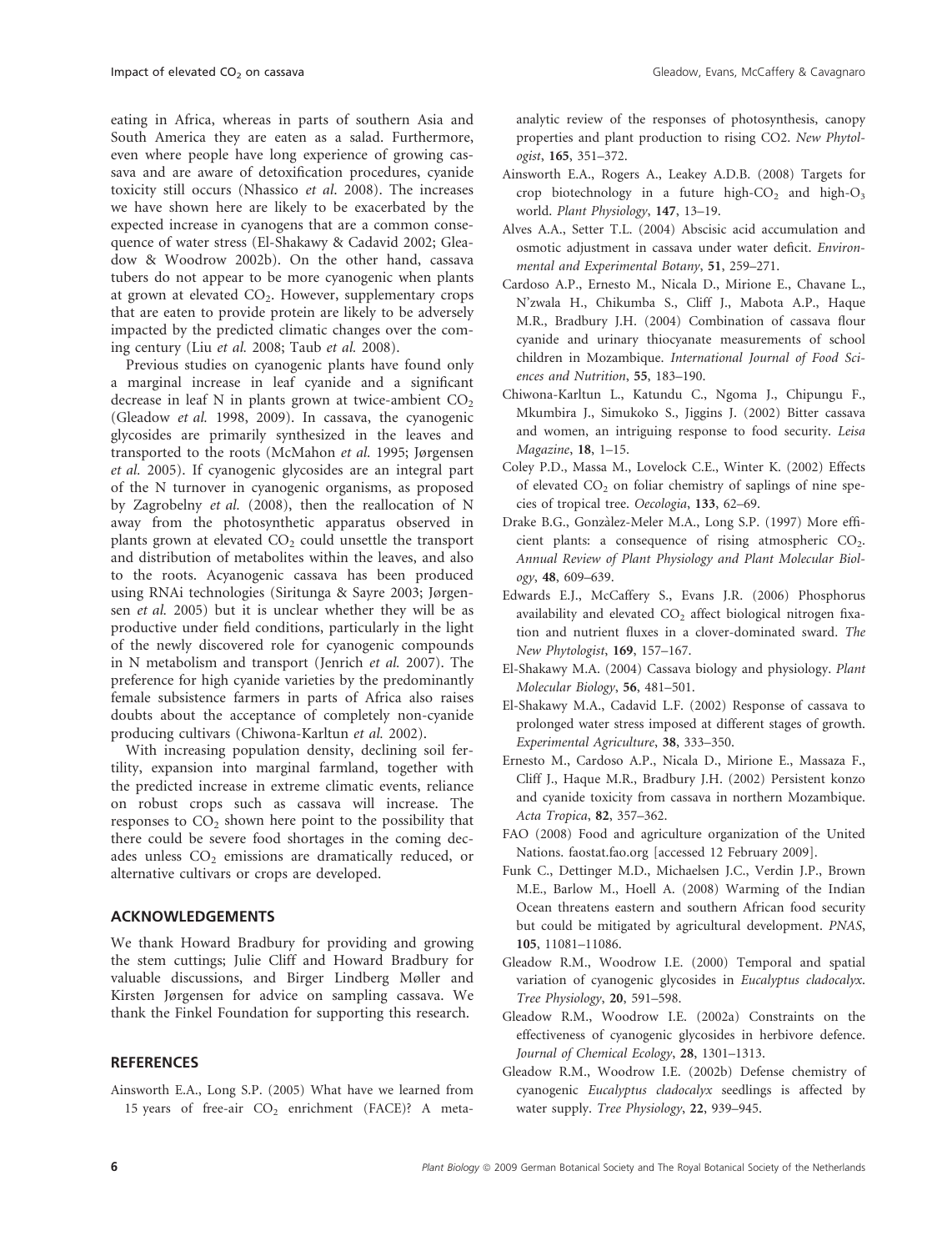eating in Africa, whereas in parts of southern Asia and South America they are eaten as a salad. Furthermore, even where people have long experience of growing cassava and are aware of detoxification procedures, cyanide toxicity still occurs (Nhassico *et al.* 2008). The increases we have shown here are likely to be exacerbated by the expected increase in cyanogens that are a common consequence of water stress (El-Shakawy & Cadavid 2002; Gleadow & Woodrow 2002b). On the other hand, cassava tubers do not appear to be more cyanogenic when plants at grown at elevated $CO_2$. However, supplementary crops that are eaten to provide protein are likely to be adversely impacted by the predicted climatic changes over the coming century (Liu *et al.* 2008; Taub *et al.* 2008).

Previous studies on cyanogenic plants have found only a marginal increase in leaf cyanide and a significant decrease in leaf N in plants grown at twice-ambient $CO_2$ (Gleadow *et al.* 1998, 2009). In cassava, the cyanogenic glycosides are primarily synthesized in the leaves and transported to the roots (McMahon *et al.* 1995; Jørgensen *et al.* 2005). If cyanogenic glycosides are an integral part of the N turnover in cyanogenic organisms, as proposed by Zagrobelny *et al.* (2008), then the reallocation of N away from the photosynthetic apparatus observed in plants grown at elevated $CO_2$ could unsettle the transport and distribution of metabolites within the leaves, and also to the roots. Acyanogenic cassava has been produced using RNAi technologies (Siritunga & Sayre 2003; Jørgensen *et al.* 2005) but it is unclear whether they will be as productive under field conditions, particularly in the light of the newly discovered role for cyanogenic compounds in N metabolism and transport (Jenrich *et al.* 2007). The preference for high cyanide varieties by the predominantly female subsistence farmers in parts of Africa also raises doubts about the acceptance of completely non-cyanide producing cultivars (Chiwona-Karltun *et al.* 2002).

With increasing population density, declining soil fertility, expansion into marginal farmland, together with the predicted increase in extreme climatic events, reliance on robust crops such as cassava will increase. The responses to $CO_2$ shown here point to the possibility that there could be severe food shortages in the coming decades unless $CO_2$ emissions are dramatically reduced, or alternative cultivars or crops are developed.

## ACKNOWLEDGEMENTS

We thank Howard Bradbury for providing and growing the stem cuttings; Julie Cliff and Howard Bradbury for valuable discussions, and Birger Lindberg Møller and Kirsten Jørgensen for advice on sampling cassava. We thank the Finkel Foundation for supporting this research.

## REFERENCES

Ainsworth E.A., Long S.P. (2005) What have we learned from 15 years of free-air $CO_2$ enrichment (FACE)? A meta-analytic review of the responses of photosynthesis, canopy properties and plant production to rising CO2. *New Phytologist*, **165**, 351–372.

Ainsworth E.A., Rogers A., Leakey A.D.B. (2008) Targets for crop biotechnology in a future high-$CO_2$ and high-$O_3$ world. *Plant Physiology*, **147**, 13–19.

Alves A.A., Setter T.L. (2004) Abscisic acid accumulation and osmotic adjustment in cassava under water deficit. *Environmental and Experimental Botany*, **51**, 259–271.

Cardoso A.P., Ernesto M., Nicala D., Mirione E., Chavane L., N'zwala H., Chikumba S., Cliff J., Mabota A.P., Haque M.R., Bradbury J.H. (2004) Combination of cassava flour cyanide and urinary thiocyanate measurements of school children in Mozambique. *International Journal of Food Sciences and Nutrition*, **55**, 183–190.

Chiwona-Karltun L., Katundu C., Ngoma J., Chipungu F., Mkumbira J., Simukoko S., Jiggins J. (2002) Bitter cassava and women, an intriguing response to food security. *Leisa Magazine*, **18**, 1–15.

Coley P.D., Massa M., Lovelock C.E., Winter K. (2002) Effects of elevated $CO_2$ on foliar chemistry of saplings of nine species of tropical tree. *Oecologia*, **133**, 62–69.

Drake B.G., Gonzàlez-Meler M.A., Long S.P. (1997) More efficient plants: a consequence of rising atmospheric $CO_2$. *Annual Review of Plant Physiology and Plant Molecular Biology*, **48**, 609–639.

Edwards E.J., McCaffery S., Evans J.R. (2006) Phosphorus availability and elevated $CO_2$ affect biological nitrogen fixation and nutrient fluxes in a clover-dominated sward. *The New Phytologist*, **169**, 157–167.

El-Shakawy M.A. (2004) Cassava biology and physiology. *Plant Molecular Biology*, **56**, 481–501.

El-Shakawy M.A., Cadavid L.F. (2002) Response of cassava to prolonged water stress imposed at different stages of growth. *Experimental Agriculture*, **38**, 333–350.

Ernesto M., Cardoso A.P., Nicala D., Mirione E., Massaza F., Cliff J., Haque M.R., Bradbury J.H. (2002) Persistent konzo and cyanide toxicity from cassava in northern Mozambique. *Acta Tropica*, **82**, 357–362.

FAO (2008) Food and agriculture organization of the United Nations. faostat.fao.org [accessed 12 February 2009].

Funk C., Dettinger M.D., Michaelsen J.C., Verdin J.P., Brown M.E., Barlow M., Hoell A. (2008) Warming of the Indian Ocean threatens eastern and southern African food security but could be mitigated by agricultural development. *PNAS*, **105**, 11081–11086.

Gleadow R.M., Woodrow I.E. (2000) Temporal and spatial variation of cyanogenic glycosides in *Eucalyptus cladocalyx*. *Tree Physiology*, **20**, 591–598.

Gleadow R.M., Woodrow I.E. (2002a) Constraints on the effectiveness of cyanogenic glycosides in herbivore defence. *Journal of Chemical Ecology*, **28**, 1301–1313.

Gleadow R.M., Woodrow I.E. (2002b) Defense chemistry of cyanogenic *Eucalyptus cladocalyx* seedlings is affected by water supply. *Tree Physiology*, **22**, 939–945.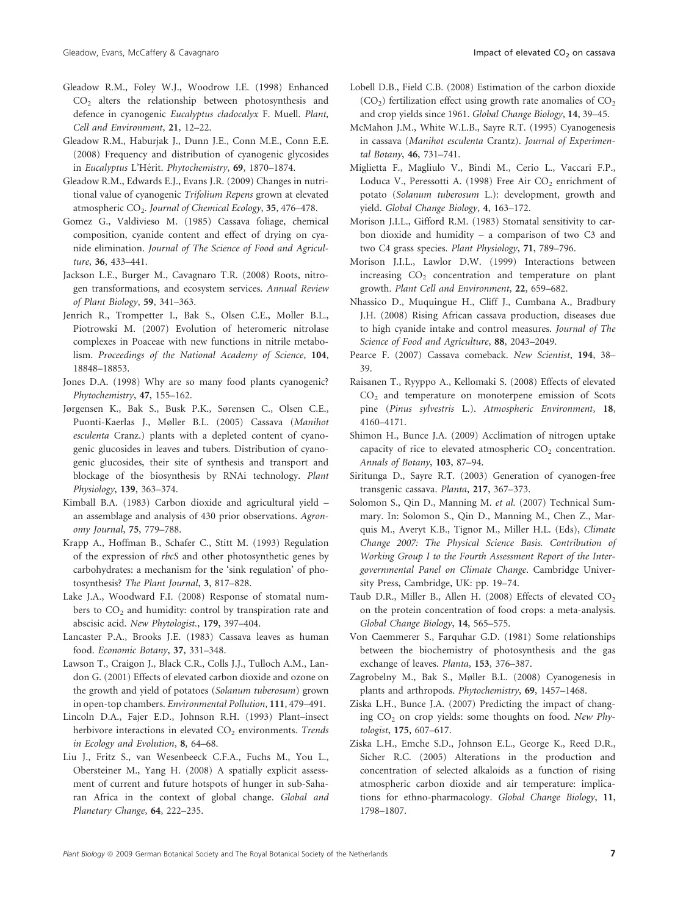Gleadow R.M., Foley W.J., Woodrow I.E. (1998) Enhanced $CO_2$ alters the relationship between photosynthesis and defence in cyanogenic *Eucalyptus cladocalyx* F. Muell. *Plant, Cell and Environment*, **21**, 12–22.

Gleadow R.M., Haburjak J., Dunn J.E., Conn M.E., Conn E.E. (2008) Frequency and distribution of cyanogenic glycosides in *Eucalyptus* L'Hérit. *Phytochemistry*, **69**, 1870–1874.

Gleadow R.M., Edwards E.J., Evans J.R. (2009) Changes in nutritional value of cyanogenic *Trifolium Repens* grown at elevated atmospheric $CO_2$. *Journal of Chemical Ecology*, **35**, 476–478.

Gomez G., Valdivieso M. (1985) Cassava foliage, chemical composition, cyanide content and effect of drying on cyanide elimination. *Journal of The Science of Food and Agriculture*, **36**, 433–441.

Jackson L.E., Burger M., Cavagnaro T.R. (2008) Roots, nitrogen transformations, and ecosystem services. *Annual Review of Plant Biology*, **59**, 341–363.

Jenrich R., Trompetter I., Bak S., Olsen C.E., Moller B.L., Piotrowski M. (2007) Evolution of heteromeric nitrilase complexes in Poaceae with new functions in nitrile metabolism. *Proceedings of the National Academy of Science*, **104**, 18848–18853.

Jones D.A. (1998) Why are so many food plants cyanogenic? *Phytochemistry*, **47**, 155–162.

Jørgensen K., Bak S., Busk P.K., Sørensen C., Olsen C.E., Puonti-Kaerlas J., Møller B.L. (2005) Cassava (*Manihot esculenta* Cranz.) plants with a depleted content of cyanogenic glucosides in leaves and tubers. Distribution of cyanogenic glucosides, their site of synthesis and transport and blockage of the biosynthesis by RNAi technology. *Plant Physiology*, **139**, 363–374.

Kimball B.A. (1983) Carbon dioxide and agricultural yield – an assemblage and analysis of 430 prior observations. *Agronomy Journal*, **75**, 779–788.

Krapp A., Hoffman B., Schafer C., Stitt M. (1993) Regulation of the expression of *rbcS* and other photosynthetic genes by carbohydrates: a mechanism for the 'sink regulation' of photosynthesis? *The Plant Journal*, **3**, 817–828.

Lake J.A., Woodward F.I. (2008) Response of stomatal numbers to $CO_2$ and humidity: control by transpiration rate and abscisic acid. *New Phytologist.*, **179**, 397–404.

Lancaster P.A., Brooks J.E. (1983) Cassava leaves as human food. *Economic Botany*, **37**, 331–348.

Lawson T., Craigon J., Black C.R., Colls J.J., Tulloch A.M., Landon G. (2001) Effects of elevated carbon dioxide and ozone on the growth and yield of potatoes (*Solanum tuberosum*) grown in open-top chambers. *Environmental Pollution*, **111**, 479–491.

Lincoln D.A., Fajer E.D., Johnson R.H. (1993) Plant–insect herbivore interactions in elevated $CO_2$ environments. *Trends in Ecology and Evolution*, **8**, 64–68.

Liu J., Fritz S., van Wesenbeeck C.F.A., Fuchs M., You L., Obersteiner M., Yang H. (2008) A spatially explicit assessment of current and future hotspots of hunger in sub-Saharan Africa in the context of global change. *Global and Planetary Change*, **64**, 222–235.

Lobell D.B., Field C.B. (2008) Estimation of the carbon dioxide ($CO_2$) fertilization effect using growth rate anomalies of $CO_2$ and crop yields since 1961. *Global Change Biology*, **14**, 39–45.

McMahon J.M., White W.L.B., Sayre R.T. (1995) Cyanogenesis in cassava (*Manihot esculenta* Crantz). *Journal of Experimental Botany*, **46**, 731–741.

Miglietta F., Magliulo V., Bindi M., Cerio L., Vaccari F.P., Loduca V., Peressotti A. (1998) Free Air $CO_2$ enrichment of potato (*Solanum tuberosum* L.): development, growth and yield. *Global Change Biology*, **4**, 163–172.

Morison J.I.L., Gifford R.M. (1983) Stomatal sensitivity to carbon dioxide and humidity – a comparison of two C3 and two C4 grass species. *Plant Physiology*, **71**, 789–796.

Morison J.I.L., Lawlor D.W. (1999) Interactions between increasing $CO_2$ concentration and temperature on plant growth. *Plant Cell and Environment*, **22**, 659–682.

Nhassico D., Muquingue H., Cliff J., Cumbana A., Bradbury J.H. (2008) Rising African cassava production, diseases due to high cyanide intake and control measures. *Journal of The Science of Food and Agriculture*, **88**, 2043–2049.

Pearce F. (2007) Cassava comeback. *New Scientist*, **194**, 38–39.

Raisanen T., Ryyppo A., Kellomaki S. (2008) Effects of elevated $CO_2$ and temperature on monoterpene emission of Scots pine (*Pinus sylvestris* L.). *Atmospheric Environment*, **18**, 4160–4171.

Shimon H., Bunce J.A. (2009) Acclimation of nitrogen uptake capacity of rice to elevated atmospheric $CO_2$ concentration. *Annals of Botany*, **103**, 87–94.

Siritunga D., Sayre R.T. (2003) Generation of cyanogen-free transgenic cassava. *Planta*, **217**, 367–373.

Solomon S., Qin D., Manning M. *et al.* (2007) Technical Summary. In: Solomon S., Qin D., Manning M., Chen Z., Marquis M., Averyt K.B., Tignor M., Miller H.L. (Eds), *Climate Change 2007: The Physical Science Basis. Contribution of Working Group I to the Fourth Assessment Report of the Intergovernmental Panel on Climate Change*. Cambridge University Press, Cambridge, UK: pp. 19–74.

Taub D.R., Miller B., Allen H. (2008) Effects of elevated $CO_2$ on the protein concentration of food crops: a meta-analysis. *Global Change Biology*, **14**, 565–575.

Von Caemmerer S., Farquhar G.D. (1981) Some relationships between the biochemistry of photosynthesis and the gas exchange of leaves. *Planta*, **153**, 376–387.

Zagrobelny M., Bak S., Møller B.L. (2008) Cyanogenesis in plants and arthropods. *Phytochemistry*, **69**, 1457–1468.

Ziska L.H., Bunce J.A. (2007) Predicting the impact of changing $CO_2$ on crop yields: some thoughts on food. *New Phytologist*, **175**, 607–617.

Ziska L.H., Emche S.D., Johnson E.L., George K., Reed D.R., Sicher R.C. (2005) Alterations in the production and concentration of selected alkaloids as a function of rising atmospheric carbon dioxide and air temperature: implications for ethno-pharmacology. *Global Change Biology*, **11**, 1798–1807.